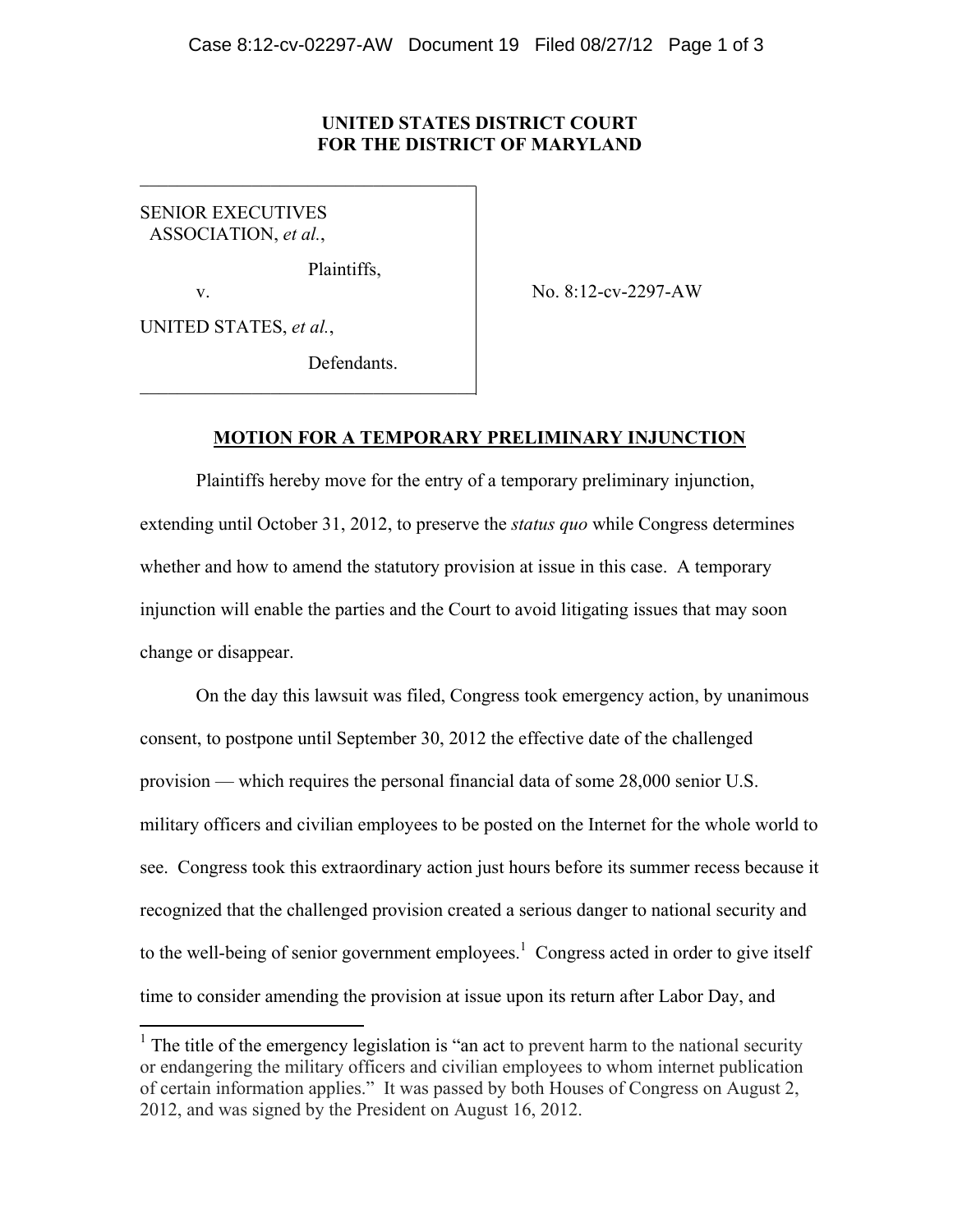**UNITED STATES DISTRICT COURT**
**FOR THE DISTRICT OF MARYLAND**

| | |
|---|---|
| SENIOR EXECUTIVES ASSOCIATION, *et al.*,<br><br>Plaintiffs,<br><br>v.<br><br>UNITED STATES, *et al.*,<br><br>Defendants. | No. 8:12-cv-2297-AW |

**MOTION FOR A TEMPORARY PRELIMINARY INJUNCTION**

Plaintiffs hereby move for the entry of a temporary preliminary injunction, extending until October 31, 2012, to preserve the *status quo* while Congress determines whether and how to amend the statutory provision at issue in this case. A temporary injunction will enable the parties and the Court to avoid litigating issues that may soon change or disappear.

On the day this lawsuit was filed, Congress took emergency action, by unanimous consent, to postpone until September 30, 2012 the effective date of the challenged provision — which requires the personal financial data of some 28,000 senior U.S. military officers and civilian employees to be posted on the Internet for the whole world to see. Congress took this extraordinary action just hours before its summer recess because it recognized that the challenged provision created a serious danger to national security and to the well-being of senior government employees.[1] Congress acted in order to give itself time to consider amending the provision at issue upon its return after Labor Day, and

[1] The title of the emergency legislation is "an act to prevent harm to the national security or endangering the military officers and civilian employees to whom internet publication of certain information applies." It was passed by both Houses of Congress on August 2, 2012, and was signed by the President on August 16, 2012.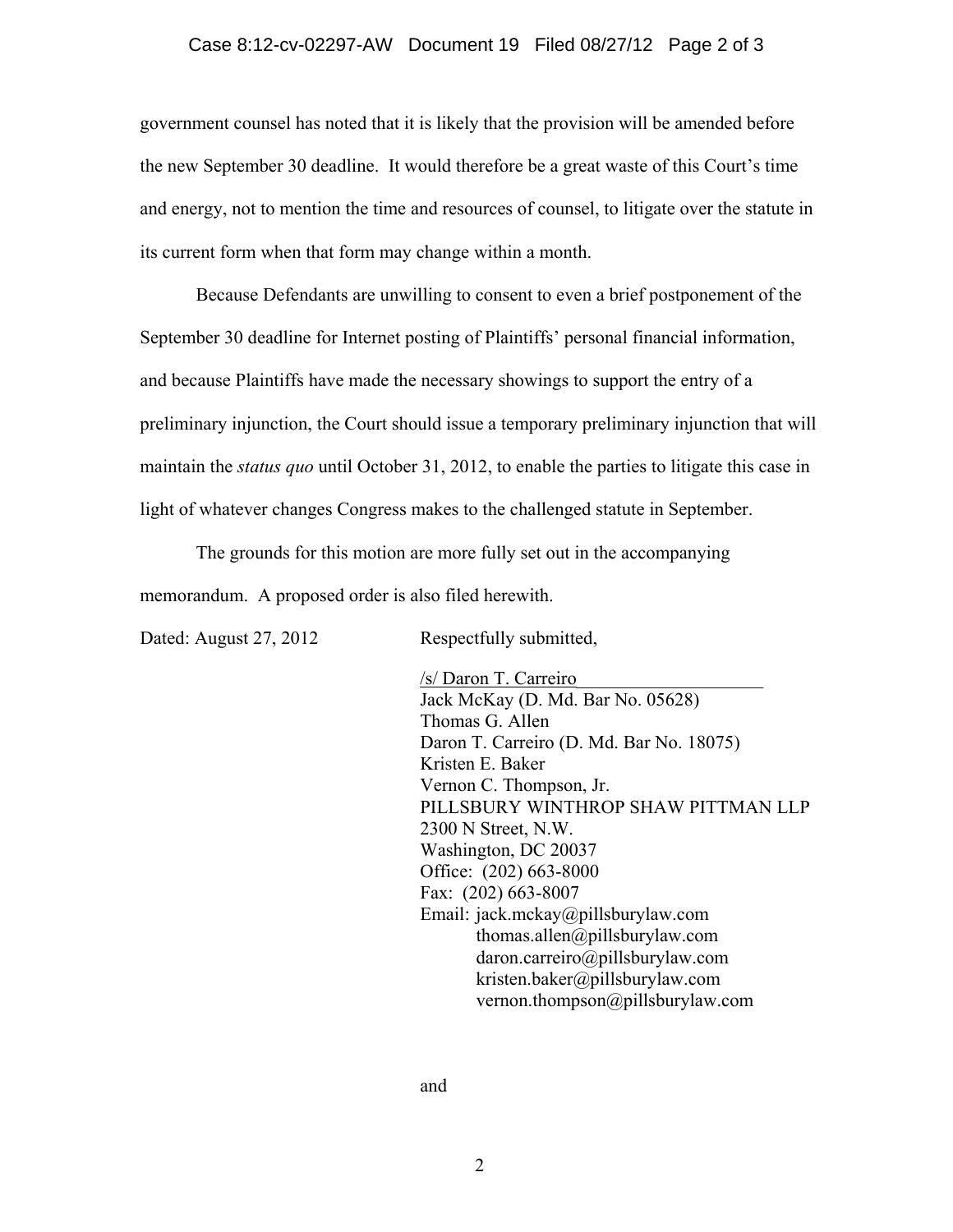government counsel has noted that it is likely that the provision will be amended before the new September 30 deadline. It would therefore be a great waste of this Court's time and energy, not to mention the time and resources of counsel, to litigate over the statute in its current form when that form may change within a month.

Because Defendants are unwilling to consent to even a brief postponement of the September 30 deadline for Internet posting of Plaintiffs' personal financial information, and because Plaintiffs have made the necessary showings to support the entry of a preliminary injunction, the Court should issue a temporary preliminary injunction that will maintain the *status quo* until October 31, 2012, to enable the parties to litigate this case in light of whatever changes Congress makes to the challenged statute in September.

The grounds for this motion are more fully set out in the accompanying memorandum. A proposed order is also filed herewith.

Dated: August 27, 2012

Respectfully submitted,

/s/ Daron T. Carreiro
Jack McKay (D. Md. Bar No. 05628)
Thomas G. Allen
Daron T. Carreiro (D. Md. Bar No. 18075)
Kristen E. Baker
Vernon C. Thompson, Jr.
PILLSBURY WINTHROP SHAW PITTMAN LLP
2300 N Street, N.W.
Washington, DC 20037
Office: (202) 663-8000
Fax: (202) 663-8007
Email: jack.mckay@pillsburylaw.com
thomas.allen@pillsburylaw.com
daron.carreiro@pillsburylaw.com
kristen.baker@pillsburylaw.com
vernon.thompson@pillsburylaw.com

and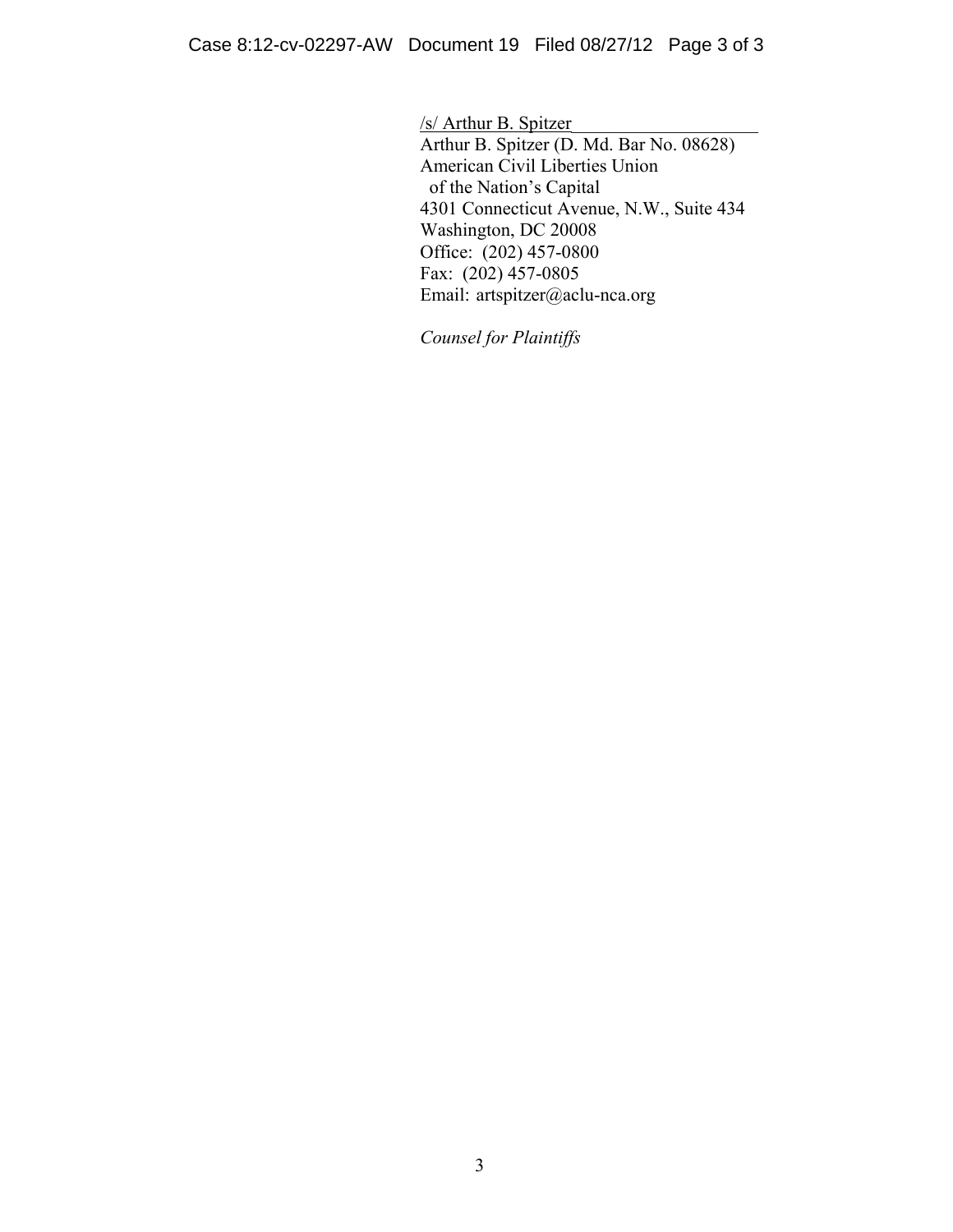/s/ Arthur B. Spitzer

Arthur B. Spitzer (D. Md. Bar No. 08628)
American Civil Liberties Union
of the Nation's Capital
4301 Connecticut Avenue, N.W., Suite 434
Washington, DC 20008
Office: (202) 457-0800
Fax: (202) 457-0805
Email: artspitzer@aclu-nca.org

*Counsel for Plaintiffs*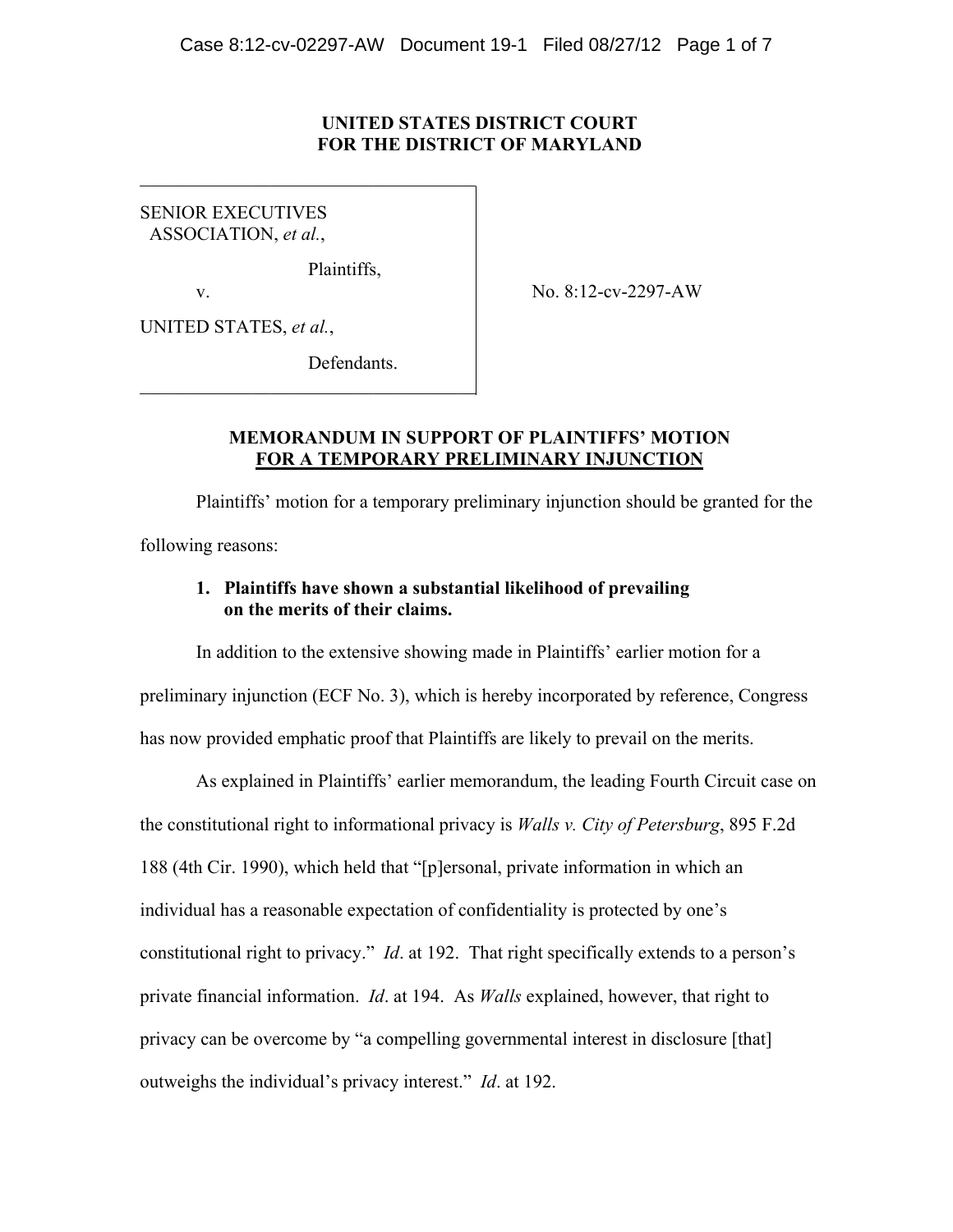**UNITED STATES DISTRICT COURT**
**FOR THE DISTRICT OF MARYLAND**

| | |
|---|---|
| SENIOR EXECUTIVES ASSOCIATION, *et al.*, Plaintiffs, v. UNITED STATES, *et al.*, Defendants. | No. 8:12-cv-2297-AW |

**MEMORANDUM IN SUPPORT OF PLAINTIFFS' MOTION**
**FOR A TEMPORARY PRELIMINARY INJUNCTION**

Plaintiffs' motion for a temporary preliminary injunction should be granted for the following reasons:

**1. Plaintiffs have shown a substantial likelihood of prevailing on the merits of their claims.**

In addition to the extensive showing made in Plaintiffs' earlier motion for a preliminary injunction (ECF No. 3), which is hereby incorporated by reference, Congress has now provided emphatic proof that Plaintiffs are likely to prevail on the merits.

As explained in Plaintiffs' earlier memorandum, the leading Fourth Circuit case on the constitutional right to informational privacy is *Walls v. City of Petersburg*, 895 F.2d 188 (4th Cir. 1990), which held that "[p]ersonal, private information in which an individual has a reasonable expectation of confidentiality is protected by one's constitutional right to privacy." *Id*. at 192. That right specifically extends to a person's private financial information. *Id*. at 194. As *Walls* explained, however, that right to privacy can be overcome by "a compelling governmental interest in disclosure [that] outweighs the individual's privacy interest." *Id*. at 192.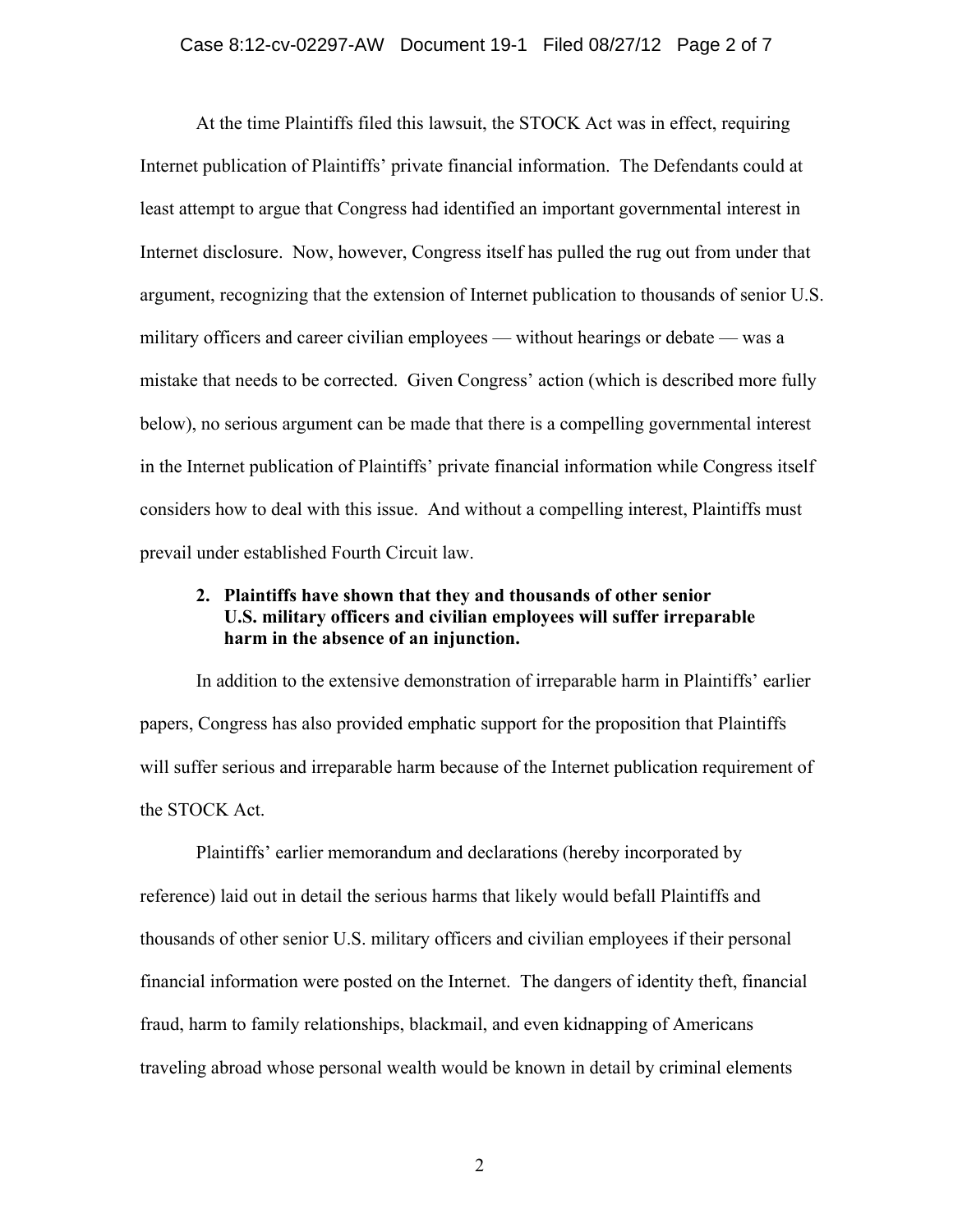At the time Plaintiffs filed this lawsuit, the STOCK Act was in effect, requiring Internet publication of Plaintiffs' private financial information. The Defendants could at least attempt to argue that Congress had identified an important governmental interest in Internet disclosure. Now, however, Congress itself has pulled the rug out from under that argument, recognizing that the extension of Internet publication to thousands of senior U.S. military officers and career civilian employees — without hearings or debate — was a mistake that needs to be corrected. Given Congress' action (which is described more fully below), no serious argument can be made that there is a compelling governmental interest in the Internet publication of Plaintiffs' private financial information while Congress itself considers how to deal with this issue. And without a compelling interest, Plaintiffs must prevail under established Fourth Circuit law.

**2. Plaintiffs have shown that they and thousands of other senior U.S. military officers and civilian employees will suffer irreparable harm in the absence of an injunction.**

In addition to the extensive demonstration of irreparable harm in Plaintiffs' earlier papers, Congress has also provided emphatic support for the proposition that Plaintiffs will suffer serious and irreparable harm because of the Internet publication requirement of the STOCK Act.

Plaintiffs' earlier memorandum and declarations (hereby incorporated by reference) laid out in detail the serious harms that likely would befall Plaintiffs and thousands of other senior U.S. military officers and civilian employees if their personal financial information were posted on the Internet. The dangers of identity theft, financial fraud, harm to family relationships, blackmail, and even kidnapping of Americans traveling abroad whose personal wealth would be known in detail by criminal elements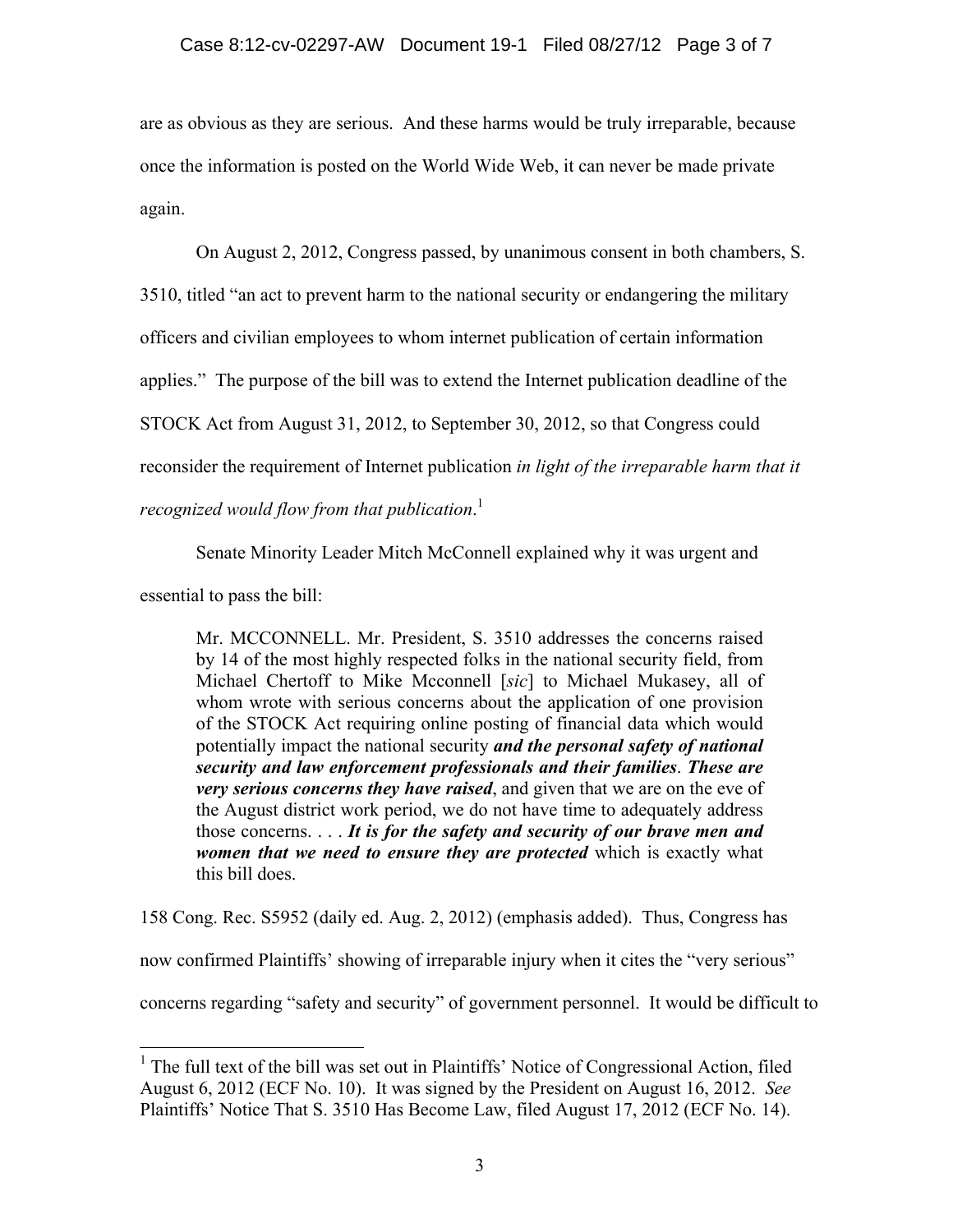are as obvious as they are serious. And these harms would be truly irreparable, because once the information is posted on the World Wide Web, it can never be made private again.

On August 2, 2012, Congress passed, by unanimous consent in both chambers, S. 3510, titled "an act to prevent harm to the national security or endangering the military officers and civilian employees to whom internet publication of certain information applies." The purpose of the bill was to extend the Internet publication deadline of the STOCK Act from August 31, 2012, to September 30, 2012, so that Congress could reconsider the requirement of Internet publication *in light of the irreparable harm that it recognized would flow from that publication*.[1]

Senate Minority Leader Mitch McConnell explained why it was urgent and essential to pass the bill:

> Mr. MCCONNELL. Mr. President, S. 3510 addresses the concerns raised by 14 of the most highly respected folks in the national security field, from Michael Chertoff to Mike Mcconnell [*sic*] to Michael Mukasey, all of whom wrote with serious concerns about the application of one provision of the STOCK Act requiring online posting of financial data which would potentially impact the national security ***and the personal safety of national security and law enforcement professionals and their families***. ***These are very serious concerns they have raised***, and given that we are on the eve of the August district work period, we do not have time to adequately address those concerns. . . . ***It is for the safety and security of our brave men and women that we need to ensure they are protected*** which is exactly what this bill does.

158 Cong. Rec. S5952 (daily ed. Aug. 2, 2012) (emphasis added). Thus, Congress has now confirmed Plaintiffs' showing of irreparable injury when it cites the "very serious" concerns regarding "safety and security" of government personnel. It would be difficult to

[1] The full text of the bill was set out in Plaintiffs' Notice of Congressional Action, filed August 6, 2012 (ECF No. 10). It was signed by the President on August 16, 2012. *See* Plaintiffs' Notice That S. 3510 Has Become Law, filed August 17, 2012 (ECF No. 14).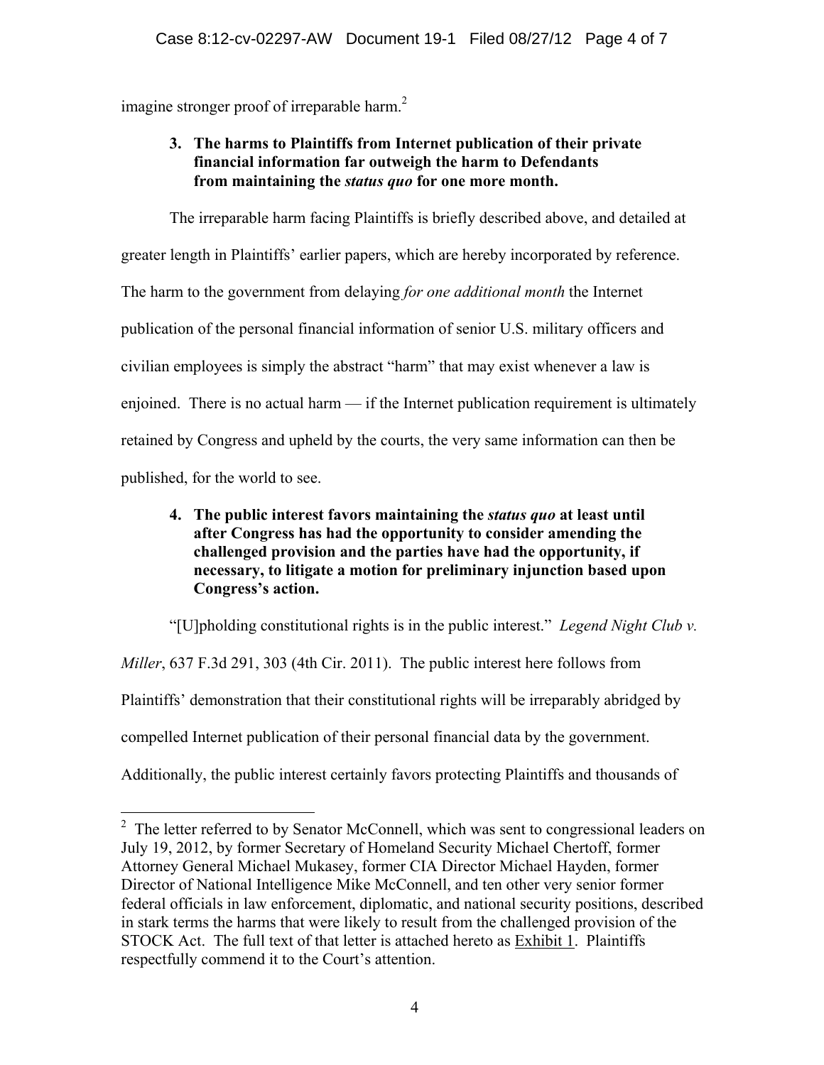imagine stronger proof of irreparable harm.[2]

**3. The harms to Plaintiffs from Internet publication of their private financial information far outweigh the harm to Defendants from maintaining the *status quo* for one more month.**

The irreparable harm facing Plaintiffs is briefly described above, and detailed at greater length in Plaintiffs' earlier papers, which are hereby incorporated by reference. The harm to the government from delaying *for one additional month* the Internet publication of the personal financial information of senior U.S. military officers and civilian employees is simply the abstract "harm" that may exist whenever a law is enjoined. There is no actual harm — if the Internet publication requirement is ultimately retained by Congress and upheld by the courts, the very same information can then be published, for the world to see.

**4. The public interest favors maintaining the *status quo* at least until after Congress has had the opportunity to consider amending the challenged provision and the parties have had the opportunity, if necessary, to litigate a motion for preliminary injunction based upon Congress's action.**

"[U]pholding constitutional rights is in the public interest." *Legend Night Club v. Miller*, 637 F.3d 291, 303 (4th Cir. 2011). The public interest here follows from Plaintiffs' demonstration that their constitutional rights will be irreparably abridged by compelled Internet publication of their personal financial data by the government. Additionally, the public interest certainly favors protecting Plaintiffs and thousands of

---

[2] The letter referred to by Senator McConnell, which was sent to congressional leaders on July 19, 2012, by former Secretary of Homeland Security Michael Chertoff, former Attorney General Michael Mukasey, former CIA Director Michael Hayden, former Director of National Intelligence Mike McConnell, and ten other very senior former federal officials in law enforcement, diplomatic, and national security positions, described in stark terms the harms that were likely to result from the challenged provision of the STOCK Act. The full text of that letter is attached hereto as Exhibit 1. Plaintiffs respectfully commend it to the Court's attention.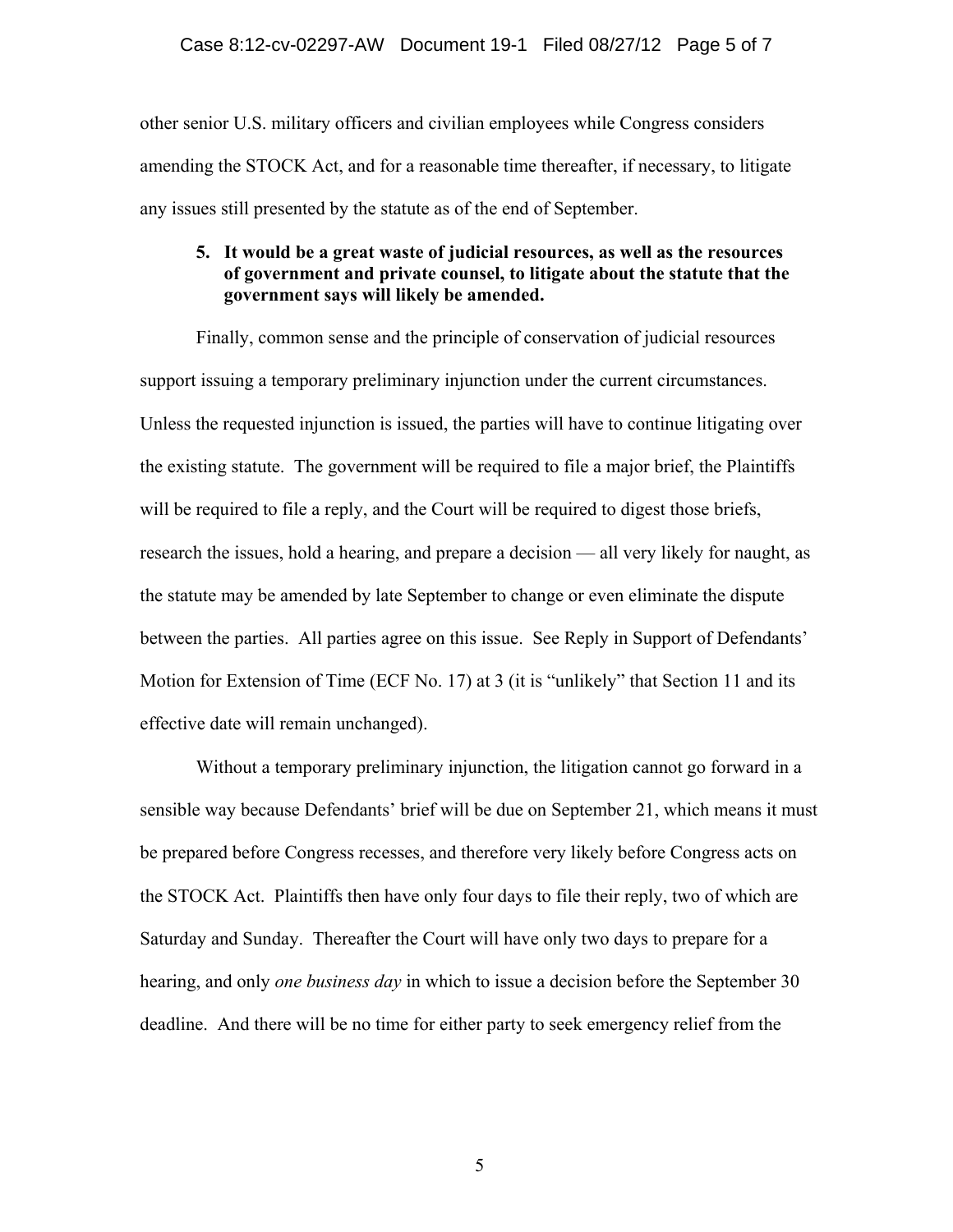other senior U.S. military officers and civilian employees while Congress considers amending the STOCK Act, and for a reasonable time thereafter, if necessary, to litigate any issues still presented by the statute as of the end of September.

5. **It would be a great waste of judicial resources, as well as the resources of government and private counsel, to litigate about the statute that the government says will likely be amended.**

Finally, common sense and the principle of conservation of judicial resources support issuing a temporary preliminary injunction under the current circumstances. Unless the requested injunction is issued, the parties will have to continue litigating over the existing statute. The government will be required to file a major brief, the Plaintiffs will be required to file a reply, and the Court will be required to digest those briefs, research the issues, hold a hearing, and prepare a decision — all very likely for naught, as the statute may be amended by late September to change or even eliminate the dispute between the parties. All parties agree on this issue. See Reply in Support of Defendants' Motion for Extension of Time (ECF No. 17) at 3 (it is "unlikely" that Section 11 and its effective date will remain unchanged).

Without a temporary preliminary injunction, the litigation cannot go forward in a sensible way because Defendants' brief will be due on September 21, which means it must be prepared before Congress recesses, and therefore very likely before Congress acts on the STOCK Act. Plaintiffs then have only four days to file their reply, two of which are Saturday and Sunday. Thereafter the Court will have only two days to prepare for a hearing, and only *one business day* in which to issue a decision before the September 30 deadline. And there will be no time for either party to seek emergency relief from the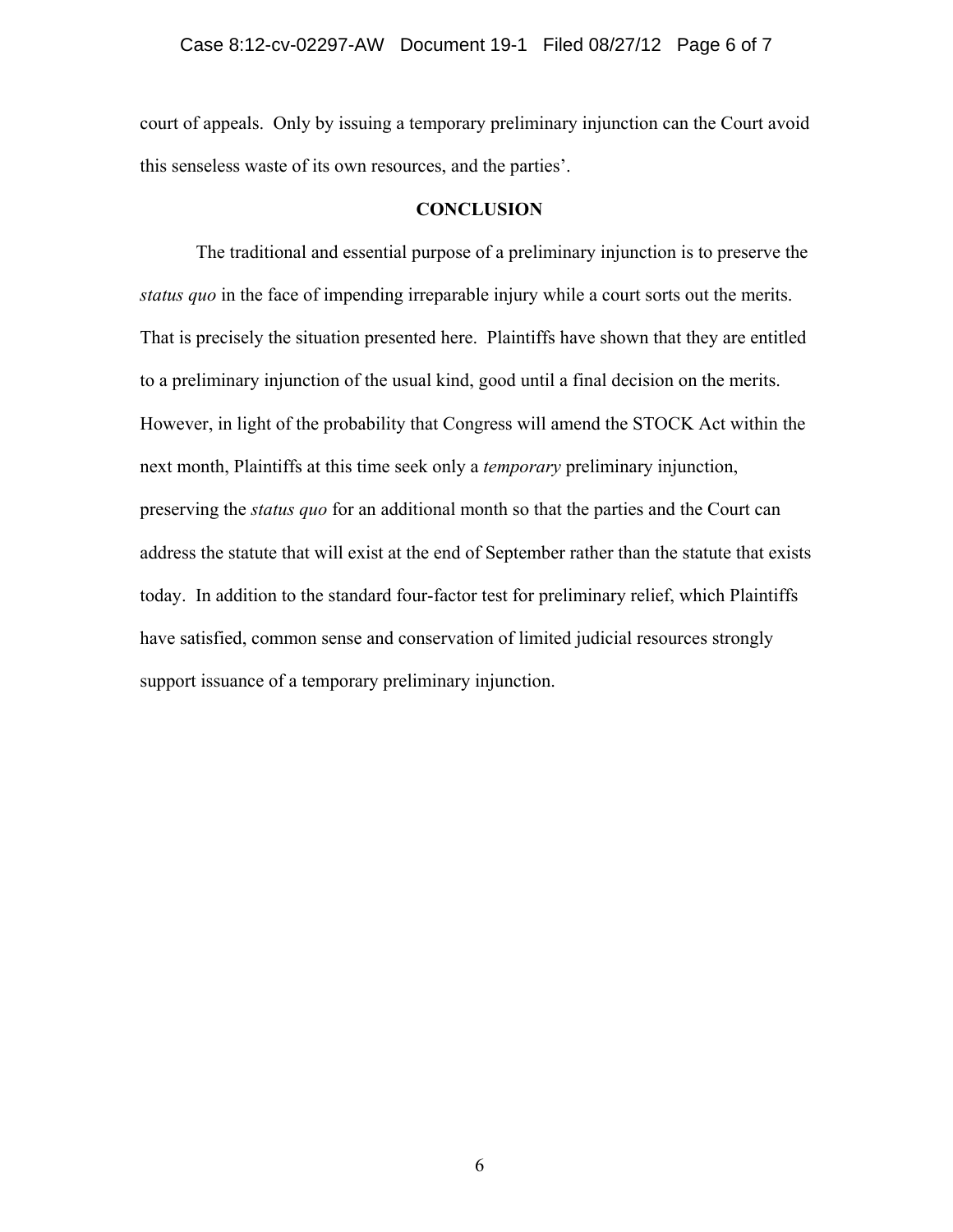court of appeals. Only by issuing a temporary preliminary injunction can the Court avoid this senseless waste of its own resources, and the parties'.

## CONCLUSION

The traditional and essential purpose of a preliminary injunction is to preserve the *status quo* in the face of impending irreparable injury while a court sorts out the merits. That is precisely the situation presented here. Plaintiffs have shown that they are entitled to a preliminary injunction of the usual kind, good until a final decision on the merits. However, in light of the probability that Congress will amend the STOCK Act within the next month, Plaintiffs at this time seek only a *temporary* preliminary injunction, preserving the *status quo* for an additional month so that the parties and the Court can address the statute that will exist at the end of September rather than the statute that exists today. In addition to the standard four-factor test for preliminary relief, which Plaintiffs have satisfied, common sense and conservation of limited judicial resources strongly support issuance of a temporary preliminary injunction.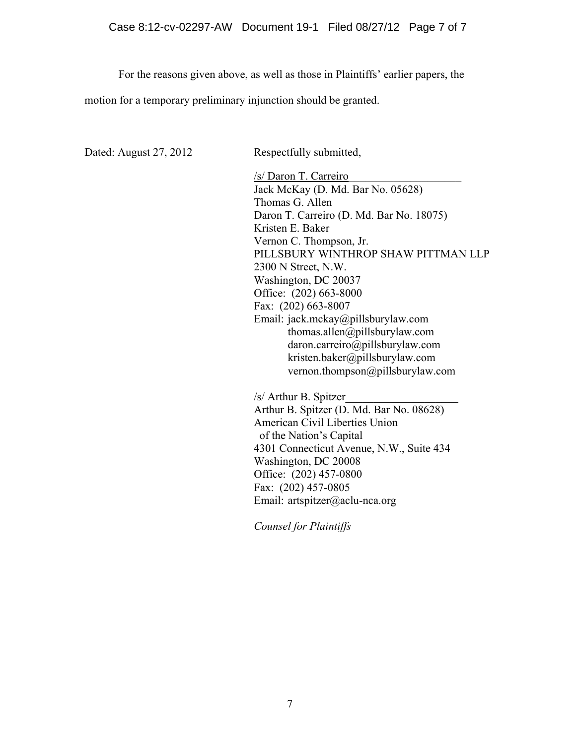For the reasons given above, as well as those in Plaintiffs' earlier papers, the motion for a temporary preliminary injunction should be granted.

Dated: August 27, 2012

Respectfully submitted,

/s/ Daron T. Carreiro
Jack McKay (D. Md. Bar No. 05628)
Thomas G. Allen
Daron T. Carreiro (D. Md. Bar No. 18075)
Kristen E. Baker
Vernon C. Thompson, Jr.
PILLSBURY WINTHROP SHAW PITTMAN LLP
2300 N Street, N.W.
Washington, DC 20037
Office: (202) 663-8000
Fax: (202) 663-8007
Email: jack.mckay@pillsburylaw.com
thomas.allen@pillsburylaw.com
daron.carreiro@pillsburylaw.com
kristen.baker@pillsburylaw.com
vernon.thompson@pillsburylaw.com

/s/ Arthur B. Spitzer
Arthur B. Spitzer (D. Md. Bar No. 08628)
American Civil Liberties Union
of the Nation's Capital
4301 Connecticut Avenue, N.W., Suite 434
Washington, DC 20008
Office: (202) 457-0800
Fax: (202) 457-0805
Email: artspitzer@aclu-nca.org

*Counsel for Plaintiffs*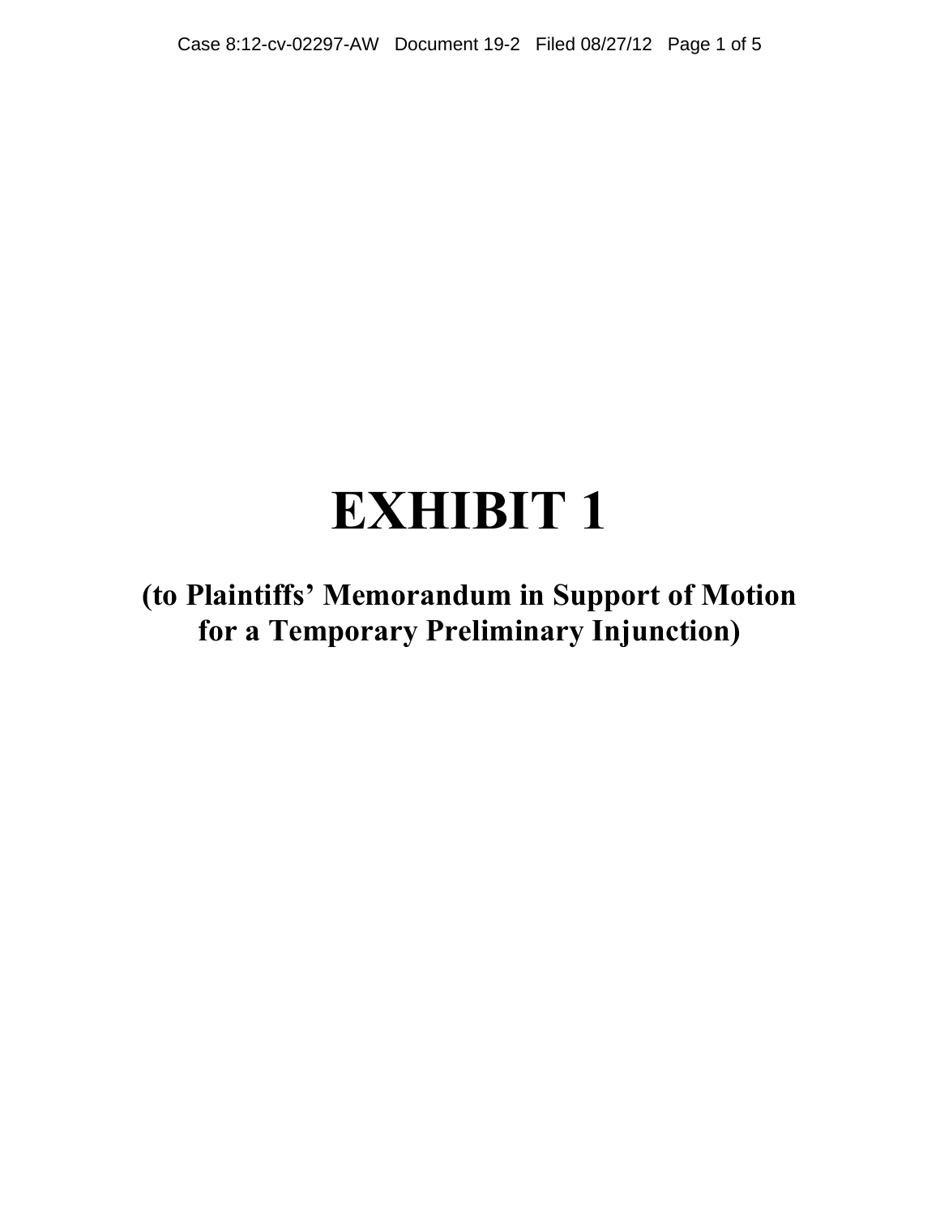# EXHIBIT 1

## (to Plaintiffs' Memorandum in Support of Motion for a Temporary Preliminary Injunction)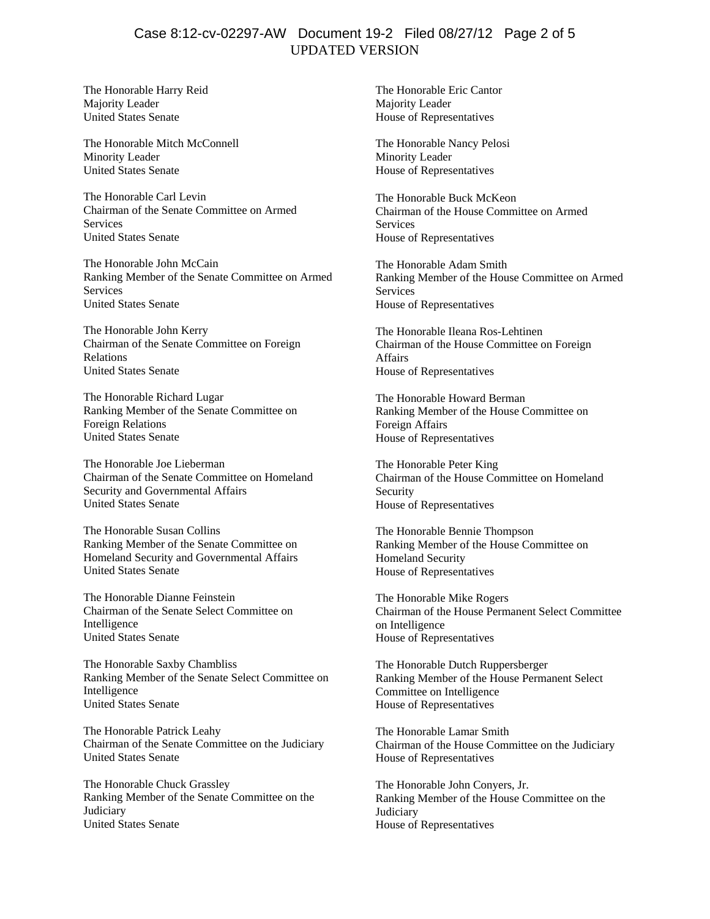UPDATED VERSION

The Honorable Harry Reid
Majority Leader
United States Senate

The Honorable Mitch McConnell
Minority Leader
United States Senate

The Honorable Carl Levin
Chairman of the Senate Committee on Armed Services
United States Senate

The Honorable John McCain
Ranking Member of the Senate Committee on Armed Services
United States Senate

The Honorable John Kerry
Chairman of the Senate Committee on Foreign Relations
United States Senate

The Honorable Richard Lugar
Ranking Member of the Senate Committee on Foreign Relations
United States Senate

The Honorable Joe Lieberman
Chairman of the Senate Committee on Homeland Security and Governmental Affairs
United States Senate

The Honorable Susan Collins
Ranking Member of the Senate Committee on Homeland Security and Governmental Affairs
United States Senate

The Honorable Dianne Feinstein
Chairman of the Senate Select Committee on Intelligence
United States Senate

The Honorable Saxby Chambliss
Ranking Member of the Senate Select Committee on Intelligence
United States Senate

The Honorable Patrick Leahy
Chairman of the Senate Committee on the Judiciary
United States Senate

The Honorable Chuck Grassley
Ranking Member of the Senate Committee on the Judiciary
United States Senate

The Honorable Eric Cantor
Majority Leader
House of Representatives

The Honorable Nancy Pelosi
Minority Leader
House of Representatives

The Honorable Buck McKeon
Chairman of the House Committee on Armed Services
House of Representatives

The Honorable Adam Smith
Ranking Member of the House Committee on Armed Services
House of Representatives

The Honorable Ileana Ros-Lehtinen
Chairman of the House Committee on Foreign Affairs
House of Representatives

The Honorable Howard Berman
Ranking Member of the House Committee on Foreign Affairs
House of Representatives

The Honorable Peter King
Chairman of the House Committee on Homeland Security
House of Representatives

The Honorable Bennie Thompson
Ranking Member of the House Committee on Homeland Security
House of Representatives

The Honorable Mike Rogers
Chairman of the House Permanent Select Committee on Intelligence
House of Representatives

The Honorable Dutch Ruppersberger
Ranking Member of the House Permanent Select Committee on Intelligence
House of Representatives

The Honorable Lamar Smith
Chairman of the House Committee on the Judiciary
House of Representatives

The Honorable John Conyers, Jr.
Ranking Member of the House Committee on the Judiciary
House of Representatives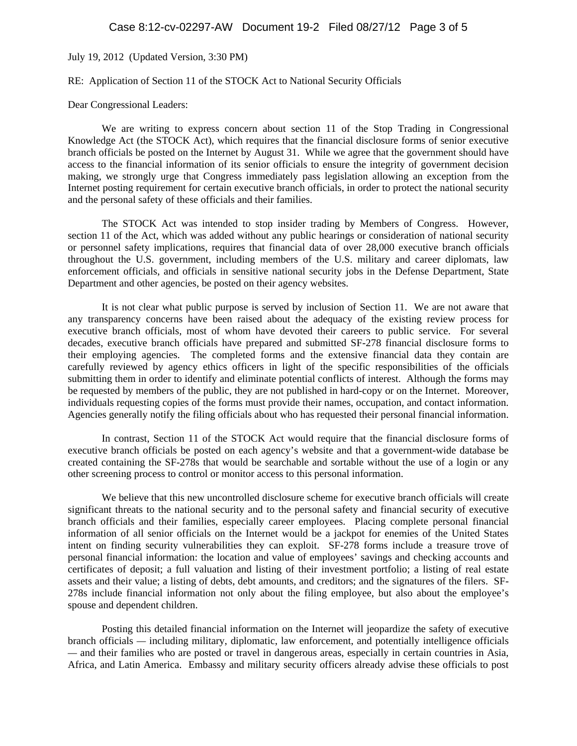July 19, 2012 (Updated Version, 3:30 PM)

RE: Application of Section 11 of the STOCK Act to National Security Officials

Dear Congressional Leaders:

We are writing to express concern about section 11 of the Stop Trading in Congressional Knowledge Act (the STOCK Act), which requires that the financial disclosure forms of senior executive branch officials be posted on the Internet by August 31. While we agree that the government should have access to the financial information of its senior officials to ensure the integrity of government decision making, we strongly urge that Congress immediately pass legislation allowing an exception from the Internet posting requirement for certain executive branch officials, in order to protect the national security and the personal safety of these officials and their families.

The STOCK Act was intended to stop insider trading by Members of Congress. However, section 11 of the Act, which was added without any public hearings or consideration of national security or personnel safety implications, requires that financial data of over 28,000 executive branch officials throughout the U.S. government, including members of the U.S. military and career diplomats, law enforcement officials, and officials in sensitive national security jobs in the Defense Department, State Department and other agencies, be posted on their agency websites.

It is not clear what public purpose is served by inclusion of Section 11. We are not aware that any transparency concerns have been raised about the adequacy of the existing review process for executive branch officials, most of whom have devoted their careers to public service. For several decades, executive branch officials have prepared and submitted SF-278 financial disclosure forms to their employing agencies. The completed forms and the extensive financial data they contain are carefully reviewed by agency ethics officers in light of the specific responsibilities of the officials submitting them in order to identify and eliminate potential conflicts of interest. Although the forms may be requested by members of the public, they are not published in hard-copy or on the Internet. Moreover, individuals requesting copies of the forms must provide their names, occupation, and contact information. Agencies generally notify the filing officials about who has requested their personal financial information.

In contrast, Section 11 of the STOCK Act would require that the financial disclosure forms of executive branch officials be posted on each agency's website and that a government-wide database be created containing the SF-278s that would be searchable and sortable without the use of a login or any other screening process to control or monitor access to this personal information.

We believe that this new uncontrolled disclosure scheme for executive branch officials will create significant threats to the national security and to the personal safety and financial security of executive branch officials and their families, especially career employees. Placing complete personal financial information of all senior officials on the Internet would be a jackpot for enemies of the United States intent on finding security vulnerabilities they can exploit. SF-278 forms include a treasure trove of personal financial information: the location and value of employees' savings and checking accounts and certificates of deposit; a full valuation and listing of their investment portfolio; a listing of real estate assets and their value; a listing of debts, debt amounts, and creditors; and the signatures of the filers. SF-278s include financial information not only about the filing employee, but also about the employee's spouse and dependent children.

Posting this detailed financial information on the Internet will jeopardize the safety of executive branch officials — including military, diplomatic, law enforcement, and potentially intelligence officials — and their families who are posted or travel in dangerous areas, especially in certain countries in Asia, Africa, and Latin America. Embassy and military security officers already advise these officials to post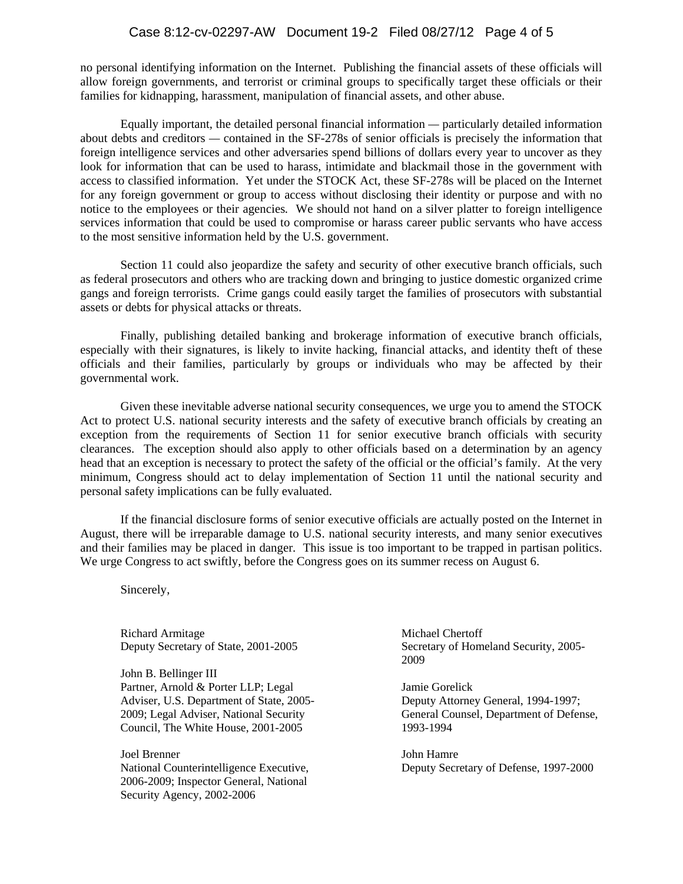no personal identifying information on the Internet. Publishing the financial assets of these officials will allow foreign governments, and terrorist or criminal groups to specifically target these officials or their families for kidnapping, harassment, manipulation of financial assets, and other abuse.

Equally important, the detailed personal financial information — particularly detailed information about debts and creditors — contained in the SF-278s of senior officials is precisely the information that foreign intelligence services and other adversaries spend billions of dollars every year to uncover as they look for information that can be used to harass, intimidate and blackmail those in the government with access to classified information. Yet under the STOCK Act, these SF-278s will be placed on the Internet for any foreign government or group to access without disclosing their identity or purpose and with no notice to the employees or their agencies. We should not hand on a silver platter to foreign intelligence services information that could be used to compromise or harass career public servants who have access to the most sensitive information held by the U.S. government.

Section 11 could also jeopardize the safety and security of other executive branch officials, such as federal prosecutors and others who are tracking down and bringing to justice domestic organized crime gangs and foreign terrorists. Crime gangs could easily target the families of prosecutors with substantial assets or debts for physical attacks or threats.

Finally, publishing detailed banking and brokerage information of executive branch officials, especially with their signatures, is likely to invite hacking, financial attacks, and identity theft of these officials and their families, particularly by groups or individuals who may be affected by their governmental work.

Given these inevitable adverse national security consequences, we urge you to amend the STOCK Act to protect U.S. national security interests and the safety of executive branch officials by creating an exception from the requirements of Section 11 for senior executive branch officials with security clearances. The exception should also apply to other officials based on a determination by an agency head that an exception is necessary to protect the safety of the official or the official's family. At the very minimum, Congress should act to delay implementation of Section 11 until the national security and personal safety implications can be fully evaluated.

If the financial disclosure forms of senior executive officials are actually posted on the Internet in August, there will be irreparable damage to U.S. national security interests, and many senior executives and their families may be placed in danger. This issue is too important to be trapped in partisan politics. We urge Congress to act swiftly, before the Congress goes on its summer recess on August 6.

Sincerely,

Richard Armitage
Deputy Secretary of State, 2001-2005

John B. Bellinger III
Partner, Arnold & Porter LLP; Legal Adviser, U.S. Department of State, 2005-2009; Legal Adviser, National Security Council, The White House, 2001-2005

Joel Brenner
National Counterintelligence Executive, 2006-2009; Inspector General, National Security Agency, 2002-2006

Michael Chertoff
Secretary of Homeland Security, 2005-2009

Jamie Gorelick
Deputy Attorney General, 1994-1997; General Counsel, Department of Defense, 1993-1994

John Hamre
Deputy Secretary of Defense, 1997-2000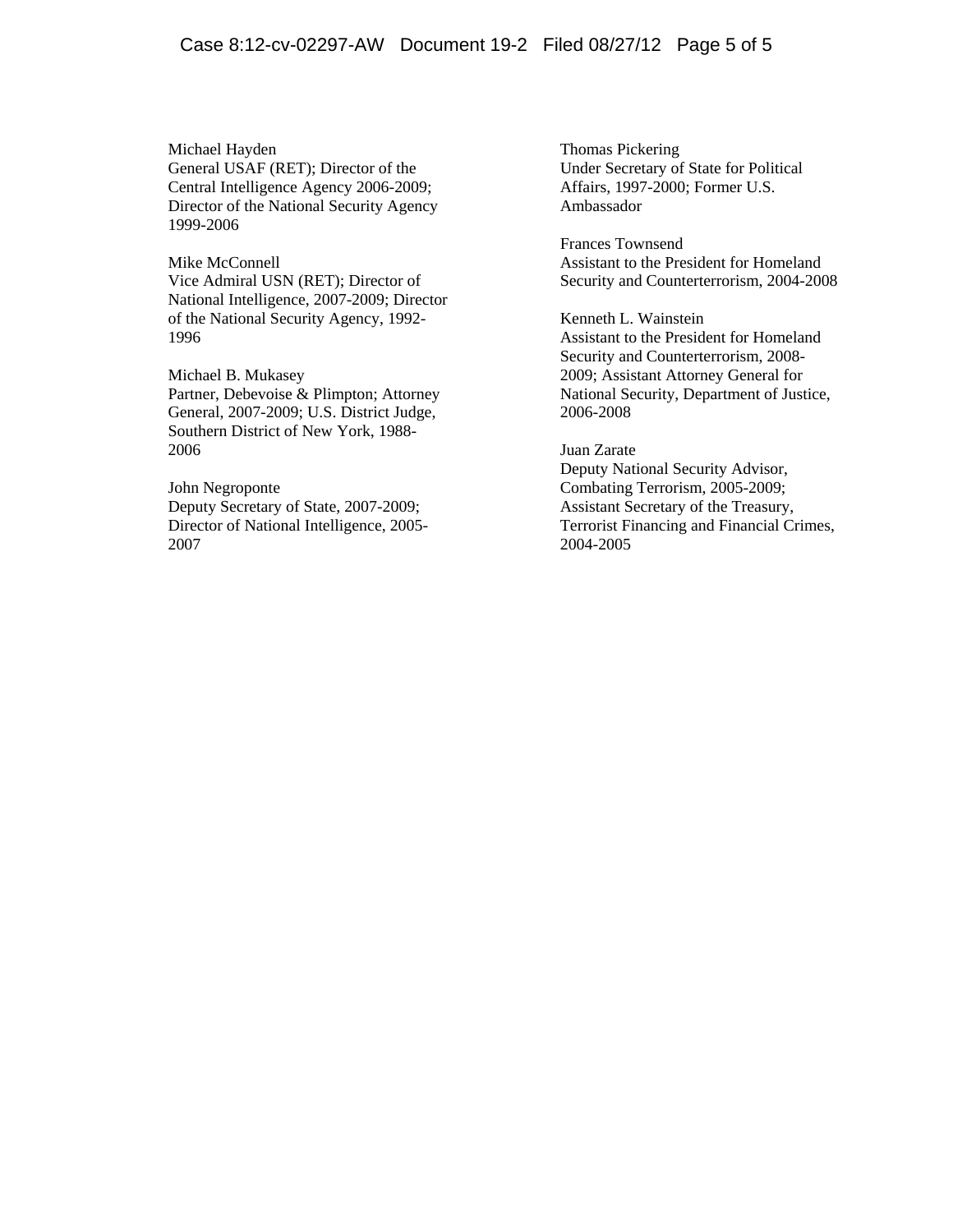Michael Hayden
General USAF (RET); Director of the Central Intelligence Agency 2006-2009; Director of the National Security Agency 1999-2006

Mike McConnell
Vice Admiral USN (RET); Director of National Intelligence, 2007-2009; Director of the National Security Agency, 1992-1996

Michael B. Mukasey
Partner, Debevoise & Plimpton; Attorney General, 2007-2009; U.S. District Judge, Southern District of New York, 1988-2006

John Negroponte
Deputy Secretary of State, 2007-2009; Director of National Intelligence, 2005-2007

Thomas Pickering
Under Secretary of State for Political Affairs, 1997-2000; Former U.S. Ambassador

Frances Townsend
Assistant to the President for Homeland Security and Counterterrorism, 2004-2008

Kenneth L. Wainstein
Assistant to the President for Homeland Security and Counterterrorism, 2008-2009; Assistant Attorney General for National Security, Department of Justice, 2006-2008

Juan Zarate
Deputy National Security Advisor, Combating Terrorism, 2005-2009; Assistant Secretary of the Treasury, Terrorist Financing and Financial Crimes, 2004-2005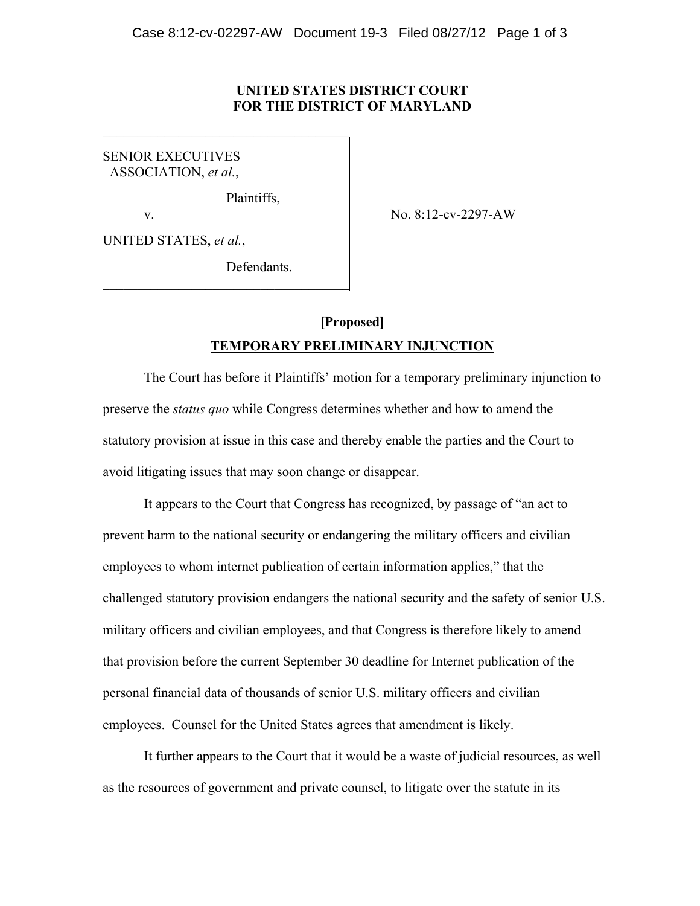**UNITED STATES DISTRICT COURT**
**FOR THE DISTRICT OF MARYLAND**

| | |
|---|---|
| SENIOR EXECUTIVES ASSOCIATION, *et al.*,<br><br>Plaintiffs,<br><br>v.<br><br>UNITED STATES, *et al.*,<br><br>Defendants. | No. 8:12-cv-2297-AW |

**[Proposed]**

**TEMPORARY PRELIMINARY INJUNCTION**

The Court has before it Plaintiffs' motion for a temporary preliminary injunction to preserve the *status quo* while Congress determines whether and how to amend the statutory provision at issue in this case and thereby enable the parties and the Court to avoid litigating issues that may soon change or disappear.

It appears to the Court that Congress has recognized, by passage of "an act to prevent harm to the national security or endangering the military officers and civilian employees to whom internet publication of certain information applies," that the challenged statutory provision endangers the national security and the safety of senior U.S. military officers and civilian employees, and that Congress is therefore likely to amend that provision before the current September 30 deadline for Internet publication of the personal financial data of thousands of senior U.S. military officers and civilian employees. Counsel for the United States agrees that amendment is likely.

It further appears to the Court that it would be a waste of judicial resources, as well as the resources of government and private counsel, to litigate over the statute in its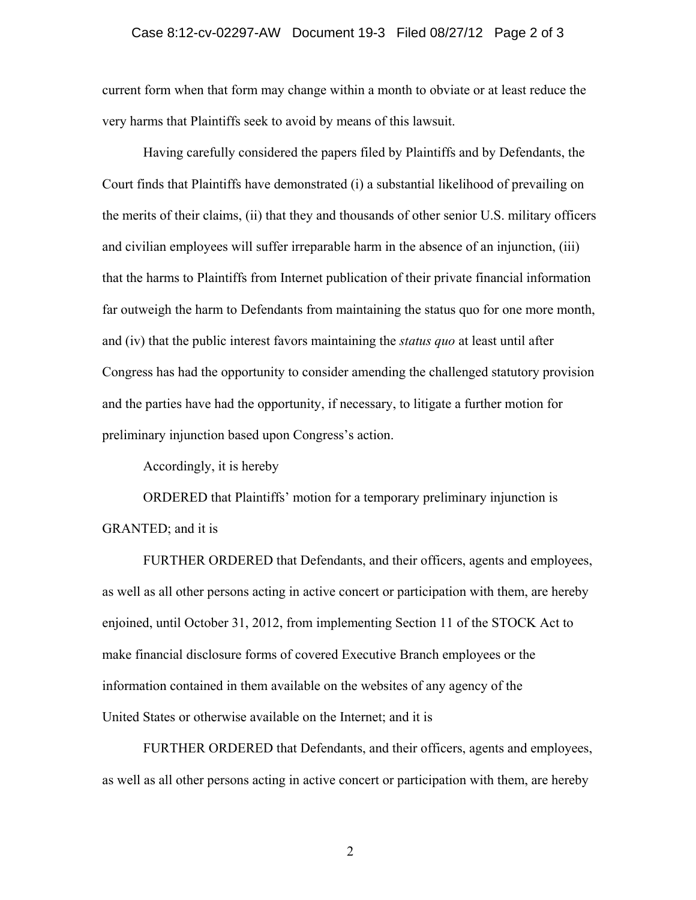current form when that form may change within a month to obviate or at least reduce the very harms that Plaintiffs seek to avoid by means of this lawsuit.

Having carefully considered the papers filed by Plaintiffs and by Defendants, the Court finds that Plaintiffs have demonstrated (i) a substantial likelihood of prevailing on the merits of their claims, (ii) that they and thousands of other senior U.S. military officers and civilian employees will suffer irreparable harm in the absence of an injunction, (iii) that the harms to Plaintiffs from Internet publication of their private financial information far outweigh the harm to Defendants from maintaining the status quo for one more month, and (iv) that the public interest favors maintaining the *status quo* at least until after Congress has had the opportunity to consider amending the challenged statutory provision and the parties have had the opportunity, if necessary, to litigate a further motion for preliminary injunction based upon Congress's action.

Accordingly, it is hereby

ORDERED that Plaintiffs' motion for a temporary preliminary injunction is GRANTED; and it is

FURTHER ORDERED that Defendants, and their officers, agents and employees, as well as all other persons acting in active concert or participation with them, are hereby enjoined, until October 31, 2012, from implementing Section 11 of the STOCK Act to make financial disclosure forms of covered Executive Branch employees or the information contained in them available on the websites of any agency of the United States or otherwise available on the Internet; and it is

FURTHER ORDERED that Defendants, and their officers, agents and employees, as well as all other persons acting in active concert or participation with them, are hereby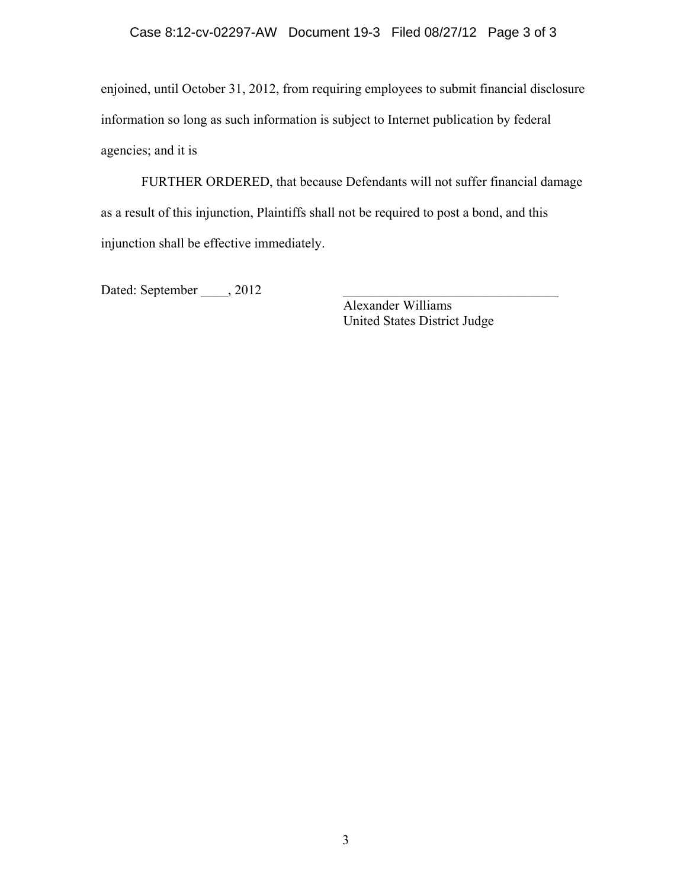enjoined, until October 31, 2012, from requiring employees to submit financial disclosure information so long as such information is subject to Internet publication by federal agencies; and it is

FURTHER ORDERED, that because Defendants will not suffer financial damage as a result of this injunction, Plaintiffs shall not be required to post a bond, and this injunction shall be effective immediately.

Dated: September ____, 2012

________________________________
Alexander Williams
United States District Judge